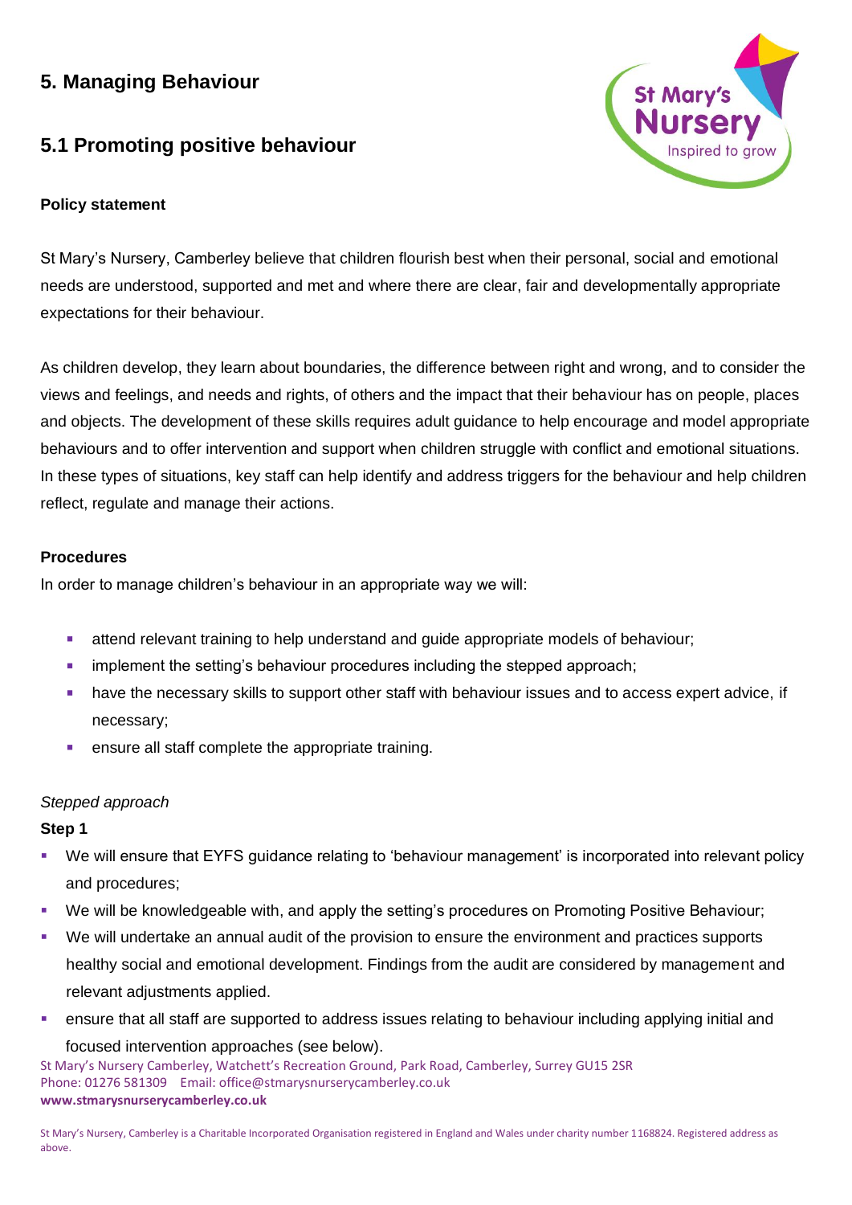# 5. Managing Behaviour

## 5.1 Promoting positive behaviour

**Policy statement**

St Mary's Nursery, Camberley believe that children flourish best when their personal, social and emotional needs are understood, supported and met and where there are clear, fair and developmentally appropriate expectations for their behaviour.

As children develop, they learn about boundaries, the difference between right and wrong, and to consider the views and feelings, and needs and rights, of others and the impact that their behaviour has on people, places and objects. The development of these skills requires adult guidance to help encourage and model appropriate behaviours and to offer intervention and support when children struggle with conflict and emotional situations. In these types of situations, key staff can help identify and address triggers for the behaviour and help children reflect, regulate and manage their actions.

**Procedures**

In order to manage children's behaviour in an appropriate way we will:

- attend relevant training to help understand and guide appropriate models of behaviour;
- implement the setting's behaviour procedures including the stepped approach;
- have the necessary skills to support other staff with behaviour issues and to access expert advice, if necessary;
- ensure all staff complete the appropriate training.

*Stepped approach*

**Step 1**

- We will ensure that EYFS guidance relating to 'behaviour management' is incorporated into relevant policy and procedures;
- We will be knowledgeable with, and apply the setting's procedures on Promoting Positive Behaviour;
- We will undertake an annual audit of the provision to ensure the environment and practices supports healthy social and emotional development. Findings from the audit are considered by management and relevant adjustments applied.
- ensure that all staff are supported to address issues relating to behaviour including applying initial and focused intervention approaches (see below).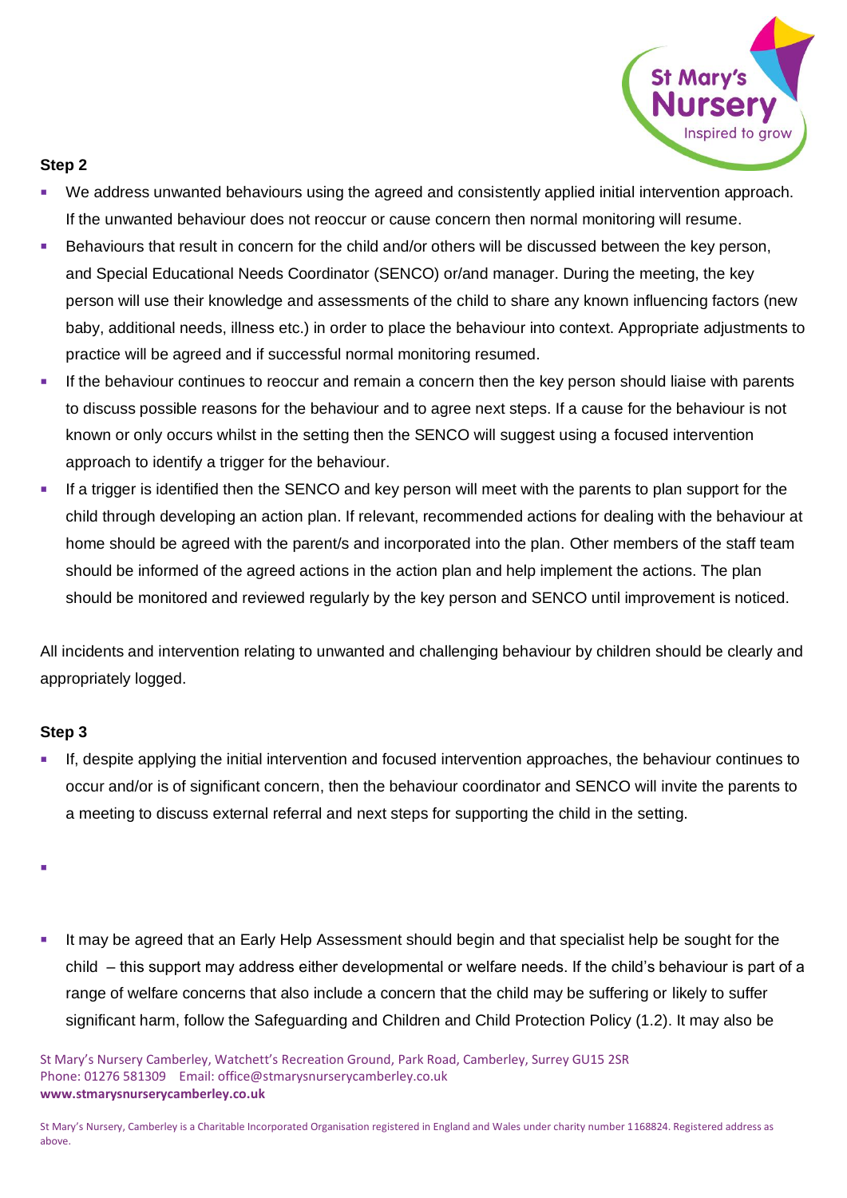**Step 2**

- We address unwanted behaviours using the agreed and consistently applied initial intervention approach. If the unwanted behaviour does not reoccur or cause concern then normal monitoring will resume.
- Behaviours that result in concern for the child and/or others will be discussed between the key person, and Special Educational Needs Coordinator (SENCO) or/and manager. During the meeting, the key person will use their knowledge and assessments of the child to share any known influencing factors (new baby, additional needs, illness etc.) in order to place the behaviour into context. Appropriate adjustments to practice will be agreed and if successful normal monitoring resumed.
- If the behaviour continues to reoccur and remain a concern then the key person should liaise with parents to discuss possible reasons for the behaviour and to agree next steps. If a cause for the behaviour is not known or only occurs whilst in the setting then the SENCO will suggest using a focused intervention approach to identify a trigger for the behaviour.
- If a trigger is identified then the SENCO and key person will meet with the parents to plan support for the child through developing an action plan. If relevant, recommended actions for dealing with the behaviour at home should be agreed with the parent/s and incorporated into the plan. Other members of the staff team should be informed of the agreed actions in the action plan and help implement the actions. The plan should be monitored and reviewed regularly by the key person and SENCO until improvement is noticed.

All incidents and intervention relating to unwanted and challenging behaviour by children should be clearly and appropriately logged.

**Step 3**

- If, despite applying the initial intervention and focused intervention approaches, the behaviour continues to occur and/or is of significant concern, then the behaviour coordinator and SENCO will invite the parents to a meeting to discuss external referral and next steps for supporting the child in the setting.
- It may be agreed that an Early Help Assessment should begin and that specialist help be sought for the child – this support may address either developmental or welfare needs. If the child's behaviour is part of a range of welfare concerns that also include a concern that the child may be suffering or likely to suffer significant harm, follow the Safeguarding and Children and Child Protection Policy (1.2). It may also be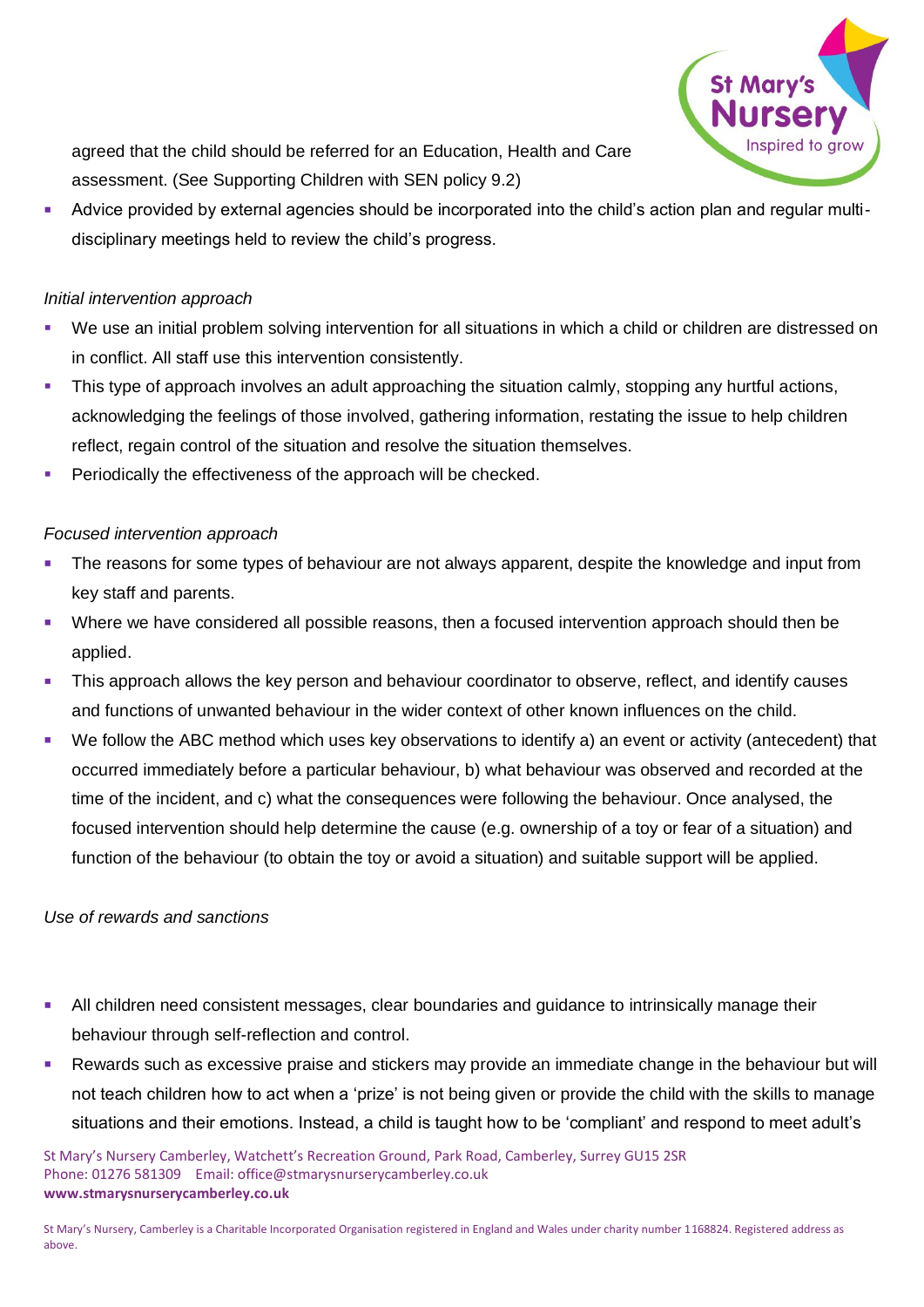agreed that the child should be referred for an Education, Health and Care assessment. (See Supporting Children with SEN policy 9.2)

- Advice provided by external agencies should be incorporated into the child's action plan and regular multi-disciplinary meetings held to review the child's progress.

*Initial intervention approach*

- We use an initial problem solving intervention for all situations in which a child or children are distressed on in conflict. All staff use this intervention consistently.
- This type of approach involves an adult approaching the situation calmly, stopping any hurtful actions, acknowledging the feelings of those involved, gathering information, restating the issue to help children reflect, regain control of the situation and resolve the situation themselves.
- Periodically the effectiveness of the approach will be checked.

*Focused intervention approach*

- The reasons for some types of behaviour are not always apparent, despite the knowledge and input from key staff and parents.
- Where we have considered all possible reasons, then a focused intervention approach should then be applied.
- This approach allows the key person and behaviour coordinator to observe, reflect, and identify causes and functions of unwanted behaviour in the wider context of other known influences on the child.
- We follow the ABC method which uses key observations to identify a) an event or activity (antecedent) that occurred immediately before a particular behaviour, b) what behaviour was observed and recorded at the time of the incident, and c) what the consequences were following the behaviour. Once analysed, the focused intervention should help determine the cause (e.g. ownership of a toy or fear of a situation) and function of the behaviour (to obtain the toy or avoid a situation) and suitable support will be applied.

*Use of rewards and sanctions*

- All children need consistent messages, clear boundaries and guidance to intrinsically manage their behaviour through self-reflection and control.
- Rewards such as excessive praise and stickers may provide an immediate change in the behaviour but will not teach children how to act when a 'prize' is not being given or provide the child with the skills to manage situations and their emotions. Instead, a child is taught how to be 'compliant' and respond to meet adult's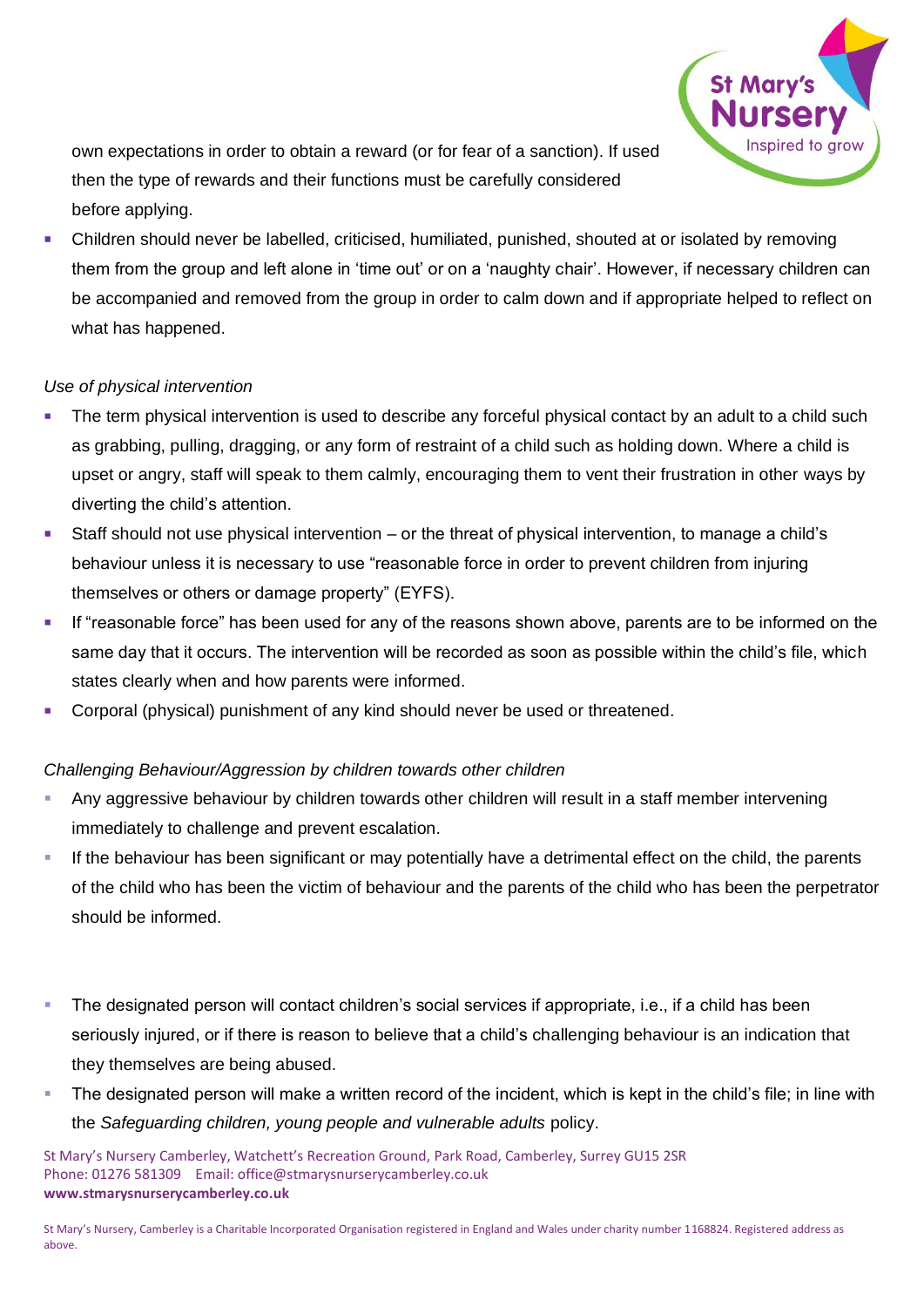own expectations in order to obtain a reward (or for fear of a sanction). If used then the type of rewards and their functions must be carefully considered before applying.

- Children should never be labelled, criticised, humiliated, punished, shouted at or isolated by removing them from the group and left alone in 'time out' or on a 'naughty chair'. However, if necessary children can be accompanied and removed from the group in order to calm down and if appropriate helped to reflect on what has happened.

*Use of physical intervention*

- The term physical intervention is used to describe any forceful physical contact by an adult to a child such as grabbing, pulling, dragging, or any form of restraint of a child such as holding down. Where a child is upset or angry, staff will speak to them calmly, encouraging them to vent their frustration in other ways by diverting the child's attention.
- Staff should not use physical intervention – or the threat of physical intervention, to manage a child's behaviour unless it is necessary to use "reasonable force in order to prevent children from injuring themselves or others or damage property" (EYFS).
- If "reasonable force" has been used for any of the reasons shown above, parents are to be informed on the same day that it occurs. The intervention will be recorded as soon as possible within the child's file, which states clearly when and how parents were informed.
- Corporal (physical) punishment of any kind should never be used or threatened.

*Challenging Behaviour/Aggression by children towards other children*

- Any aggressive behaviour by children towards other children will result in a staff member intervening immediately to challenge and prevent escalation.
- If the behaviour has been significant or may potentially have a detrimental effect on the child, the parents of the child who has been the victim of behaviour and the parents of the child who has been the perpetrator should be informed.

- The designated person will contact children's social services if appropriate, i.e., if a child has been seriously injured, or if there is reason to believe that a child's challenging behaviour is an indication that they themselves are being abused.
- The designated person will make a written record of the incident, which is kept in the child's file; in line with the *Safeguarding children, young people and vulnerable adults* policy.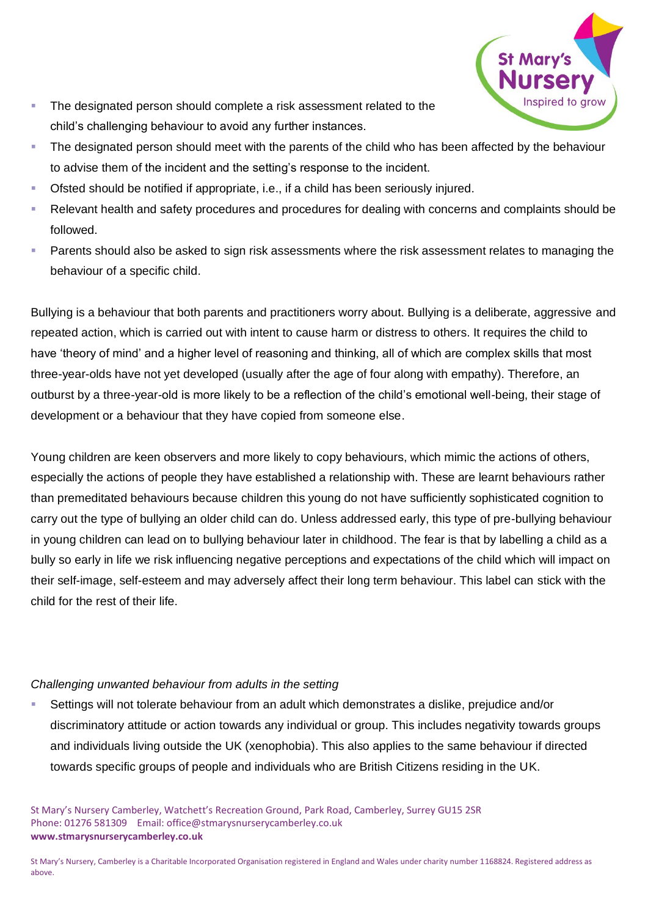- The designated person should complete a risk assessment related to the child's challenging behaviour to avoid any further instances.
- The designated person should meet with the parents of the child who has been affected by the behaviour to advise them of the incident and the setting's response to the incident.
- Ofsted should be notified if appropriate, i.e., if a child has been seriously injured.
- Relevant health and safety procedures and procedures for dealing with concerns and complaints should be followed.
- Parents should also be asked to sign risk assessments where the risk assessment relates to managing the behaviour of a specific child.

Bullying is a behaviour that both parents and practitioners worry about. Bullying is a deliberate, aggressive and repeated action, which is carried out with intent to cause harm or distress to others. It requires the child to have 'theory of mind' and a higher level of reasoning and thinking, all of which are complex skills that most three-year-olds have not yet developed (usually after the age of four along with empathy). Therefore, an outburst by a three-year-old is more likely to be a reflection of the child's emotional well-being, their stage of development or a behaviour that they have copied from someone else.

Young children are keen observers and more likely to copy behaviours, which mimic the actions of others, especially the actions of people they have established a relationship with. These are learnt behaviours rather than premeditated behaviours because children this young do not have sufficiently sophisticated cognition to carry out the type of bullying an older child can do. Unless addressed early, this type of pre-bullying behaviour in young children can lead on to bullying behaviour later in childhood. The fear is that by labelling a child as a bully so early in life we risk influencing negative perceptions and expectations of the child which will impact on their self-image, self-esteem and may adversely affect their long term behaviour. This label can stick with the child for the rest of their life.

*Challenging unwanted behaviour from adults in the setting*

- Settings will not tolerate behaviour from an adult which demonstrates a dislike, prejudice and/or discriminatory attitude or action towards any individual or group. This includes negativity towards groups and individuals living outside the UK (xenophobia). This also applies to the same behaviour if directed towards specific groups of people and individuals who are British Citizens residing in the UK.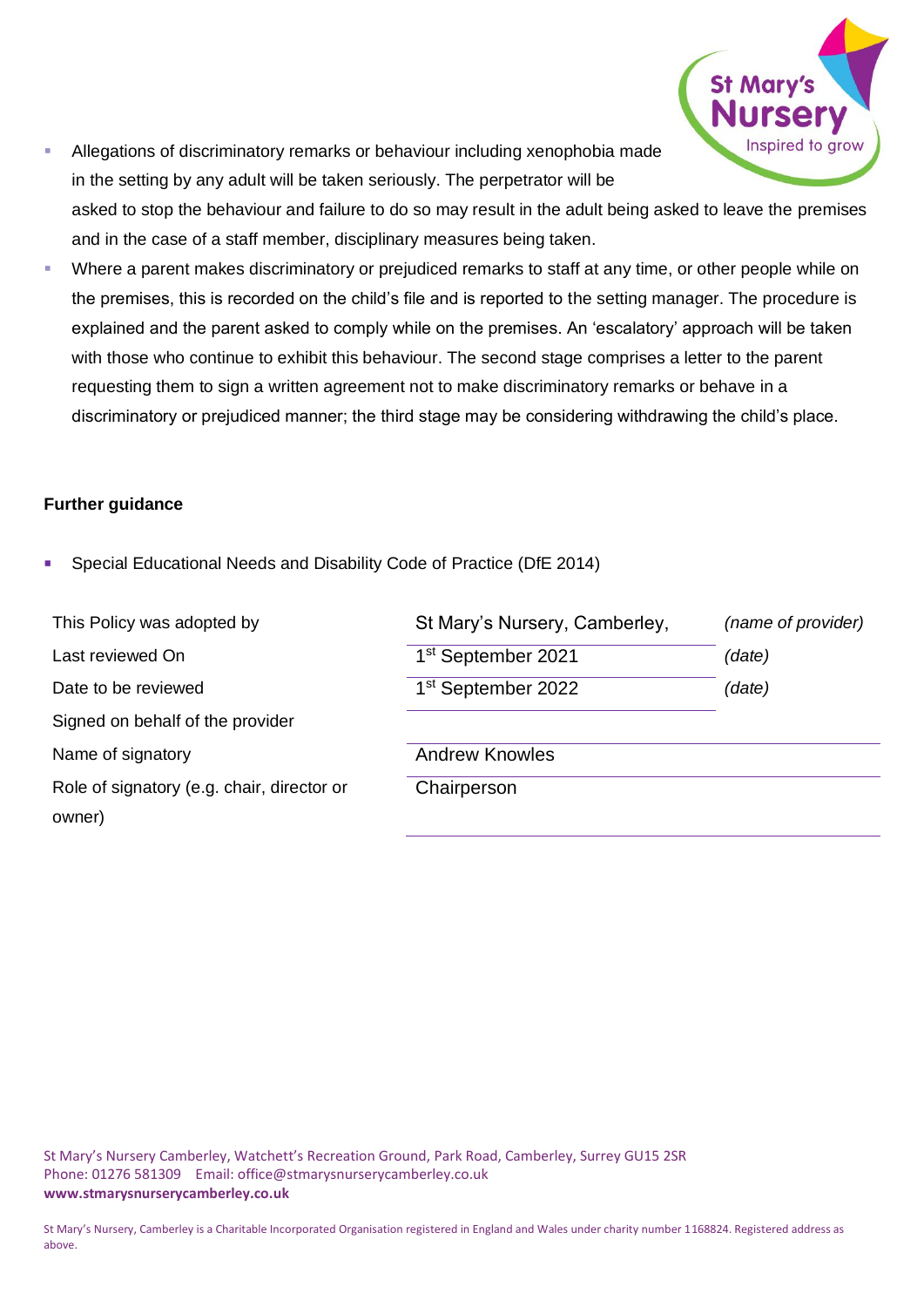- Allegations of discriminatory remarks or behaviour including xenophobia made in the setting by any adult will be taken seriously. The perpetrator will be asked to stop the behaviour and failure to do so may result in the adult being asked to leave the premises and in the case of a staff member, disciplinary measures being taken.
- Where a parent makes discriminatory or prejudiced remarks to staff at any time, or other people while on the premises, this is recorded on the child's file and is reported to the setting manager. The procedure is explained and the parent asked to comply while on the premises. An 'escalatory' approach will be taken with those who continue to exhibit this behaviour. The second stage comprises a letter to the parent requesting them to sign a written agreement not to make discriminatory remarks or behave in a discriminatory or prejudiced manner; the third stage may be considering withdrawing the child's place.

**Further guidance**

- Special Educational Needs and Disability Code of Practice (DfE 2014)

| | | |
|---|---|---|
| This Policy was adopted by | St Mary's Nursery, Camberley, | *(name of provider)* |
| Last reviewed On | 1st September 2021 | *(date)* |
| Date to be reviewed | 1st September 2022 | *(date)* |
| Signed on behalf of the provider | | |
| Name of signatory | Andrew Knowles | |
| Role of signatory (e.g. chair, director or owner) | Chairperson | |

St Mary's Nursery Camberley, Watchett's Recreation Ground, Park Road, Camberley, Surrey GU15 2SR
Phone: 01276 581309 Email: office@stmarysnurserycamberley.co.uk
**www.stmarysnurserycamberley.co.uk**

St Mary's Nursery, Camberley is a Charitable Incorporated Organisation registered in England and Wales under charity number 1168824. Registered address as above.